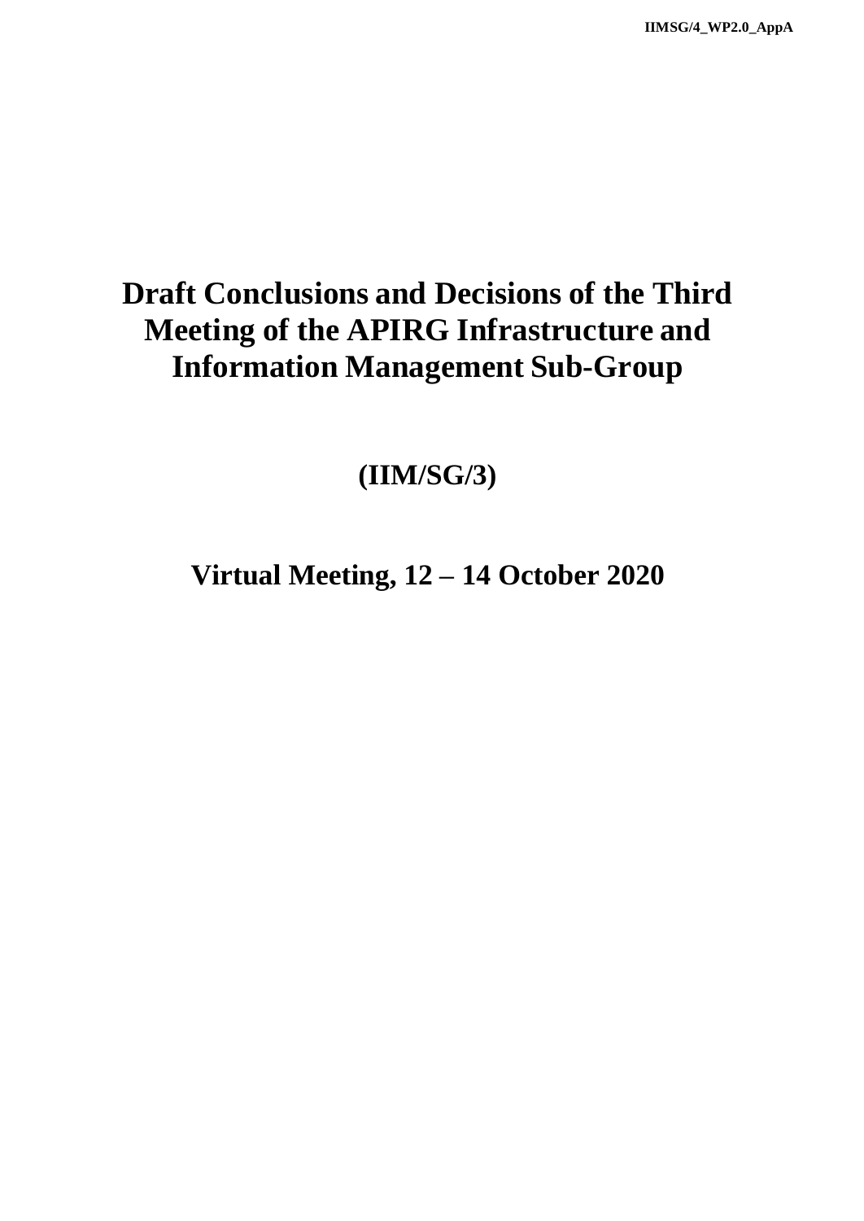IIMSG/4_WP2.0_AppA

# Draft Conclusions and Decisions of the Third Meeting of the APIRG Infrastructure and Information Management Sub-Group

## (IIM/SG/3)

## Virtual Meeting, 12 – 14 October 2020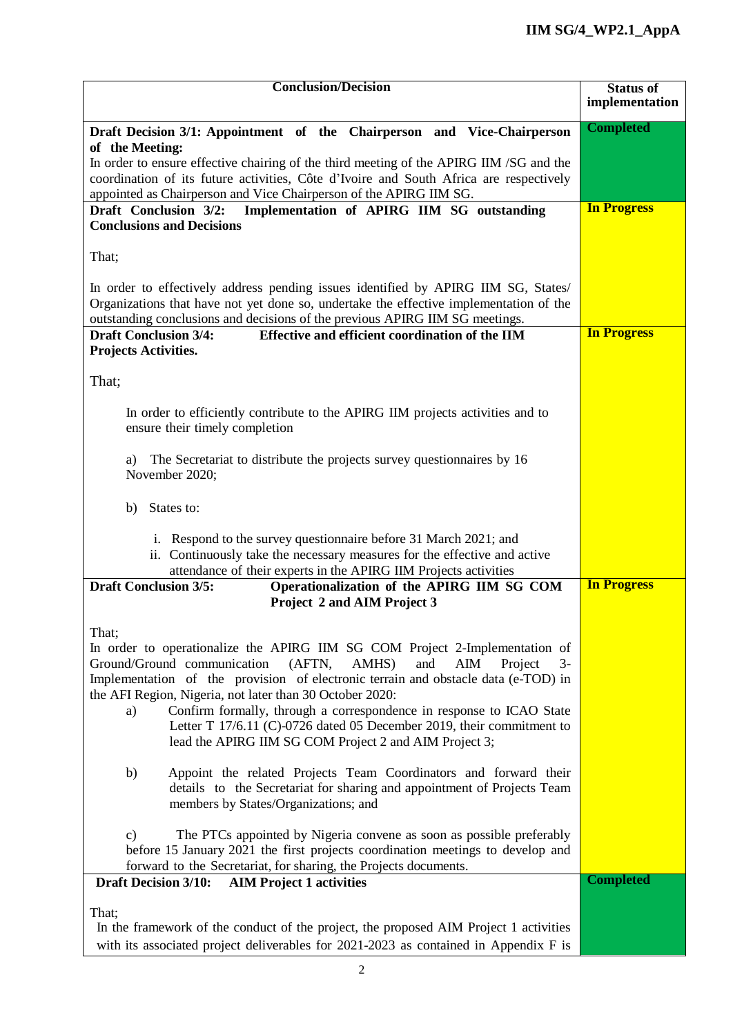| Conclusion/Decision | Status of implementation |
|---|---|
| **Draft Decision 3/1: Appointment of the Chairperson and Vice-Chairperson of the Meeting:**<br>In order to ensure effective chairing of the third meeting of the APIRG IIM /SG and the coordination of its future activities, Côte d'Ivoire and South Africa are respectively appointed as Chairperson and Vice Chairperson of the APIRG IIM SG. | **Completed** |
| **Draft Conclusion 3/2: Implementation of APIRG IIM SG outstanding Conclusions and Decisions**<br><br>That;<br><br>In order to effectively address pending issues identified by APIRG IIM SG, States/ Organizations that have not yet done so, undertake the effective implementation of the outstanding conclusions and decisions of the previous APIRG IIM SG meetings. | **In Progress** |
| **Draft Conclusion 3/4: Effective and efficient coordination of the IIM Projects Activities.**<br><br>That;<br><br>In order to efficiently contribute to the APIRG IIM projects activities and to ensure their timely completion<br><br>a) The Secretariat to distribute the projects survey questionnaires by 16 November 2020;<br><br>b) States to:<br><br>i. Respond to the survey questionnaire before 31 March 2021; and<br>ii. Continuously take the necessary measures for the effective and active attendance of their experts in the APIRG IIM Projects activities | **In Progress** |
| **Draft Conclusion 3/5: Operationalization of the APIRG IIM SG COM Project 2 and AIM Project 3**<br><br>That;<br>In order to operationalize the APIRG IIM SG COM Project 2-Implementation of Ground/Ground communication (AFTN, AMHS) and AIM Project 3-Implementation of the provision of electronic terrain and obstacle data (e-TOD) in the AFI Region, Nigeria, not later than 30 October 2020:<br>a) Confirm formally, through a correspondence in response to ICAO State Letter T 17/6.11 (C)-0726 dated 05 December 2019, their commitment to lead the APIRG IIM SG COM Project 2 and AIM Project 3;<br><br>b) Appoint the related Projects Team Coordinators and forward their details to the Secretariat for sharing and appointment of Projects Team members by States/Organizations; and<br><br>c) The PTCs appointed by Nigeria convene as soon as possible preferably before 15 January 2021 the first projects coordination meetings to develop and forward to the Secretariat, for sharing, the Projects documents. | **In Progress** |
| **Draft Decision 3/10: AIM Project 1 activities**<br><br>That;<br>In the framework of the conduct of the project, the proposed AIM Project 1 activities with its associated project deliverables for 2021-2023 as contained in Appendix F is | **Completed** |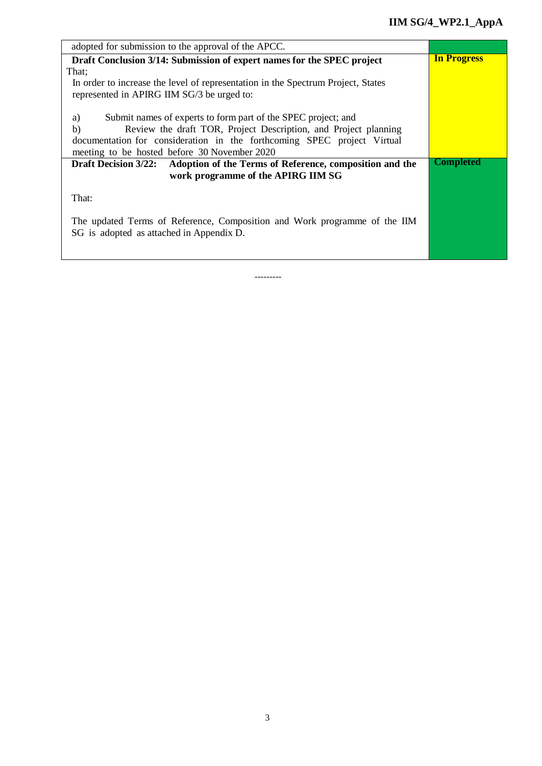| | |
|---|---|
| adopted for submission to the approval of the APCC. | |
| **Draft Conclusion 3/14: Submission of expert names for the SPEC project**<br>That;<br>In order to increase the level of representation in the Spectrum Project, States represented in APIRG IIM SG/3 be urged to:<br><br>a) Submit names of experts to form part of the SPEC project; and<br>b) Review the draft TOR, Project Description, and Project planning documentation for consideration in the forthcoming SPEC project Virtual meeting to be hosted before 30 November 2020 | **In Progress** |
| **Draft Decision 3/22: Adoption of the Terms of Reference, composition and the work programme of the APIRG IIM SG**<br><br>That:<br><br>The updated Terms of Reference, Composition and Work programme of the IIM SG is adopted as attached in Appendix D. | **Completed** |

---------